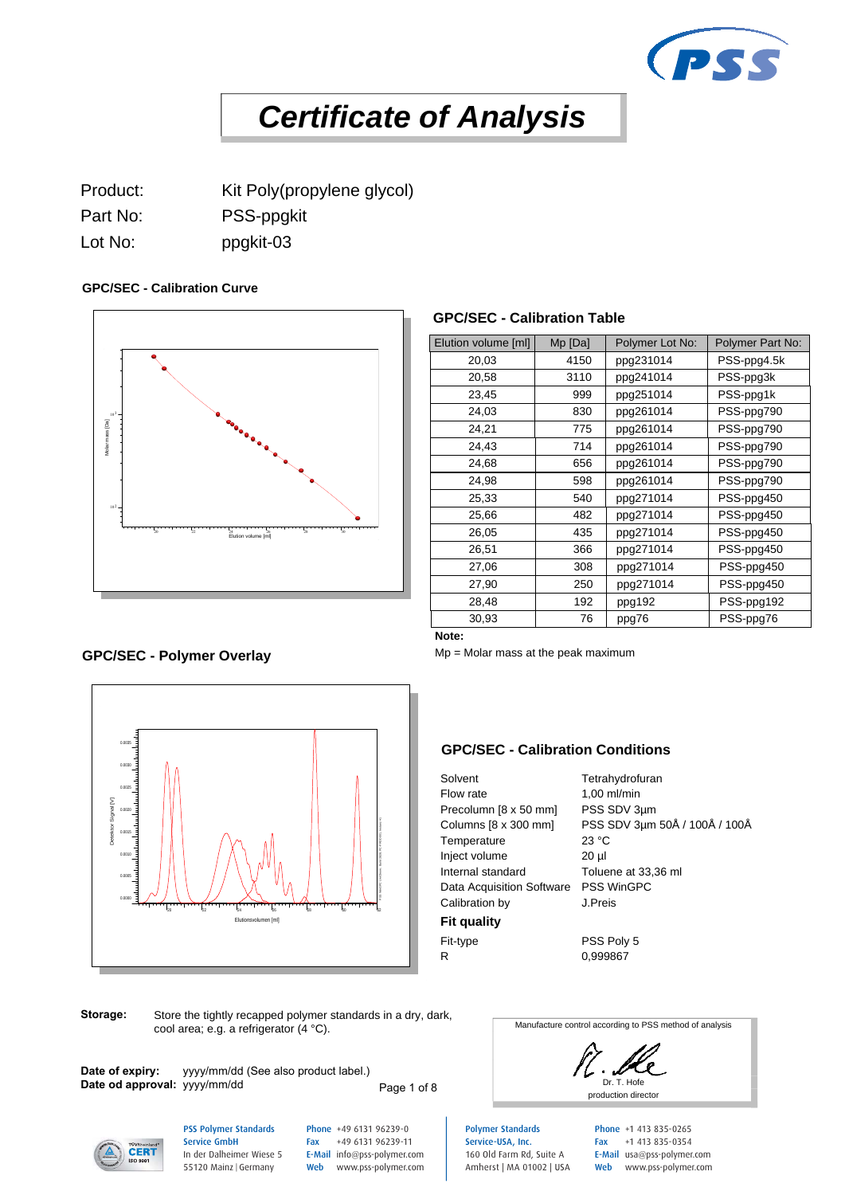# Certificate of Analysis

Product: Kit Poly(propylene glycol)

Part No: PSS-ppgkit

Lot No: ppgkit-03

### GPC/SEC - Calibration Curve

### GPC/SEC - Calibration Table

| Elution volume [ml] | Mp [Da] | Polymer Lot No: | Polymer Part No: |
|---|---|---|---|
| 20,03 | 4150 | ppg231014 | PSS-ppg4.5k |
| 20,58 | 3110 | ppg241014 | PSS-ppg3k |
| 23,45 | 999 | ppg251014 | PSS-ppg1k |
| 24,03 | 830 | ppg261014 | PSS-ppg790 |
| 24,21 | 775 | ppg261014 | PSS-ppg790 |
| 24,43 | 714 | ppg261014 | PSS-ppg790 |
| 24,68 | 656 | ppg261014 | PSS-ppg790 |
| 24,98 | 598 | ppg261014 | PSS-ppg790 |
| 25,33 | 540 | ppg271014 | PSS-ppg450 |
| 25,66 | 482 | ppg271014 | PSS-ppg450 |
| 26,05 | 435 | ppg271014 | PSS-ppg450 |
| 26,51 | 366 | ppg271014 | PSS-ppg450 |
| 27,06 | 308 | ppg271014 | PSS-ppg450 |
| 27,90 | 250 | ppg271014 | PSS-ppg450 |
| 28,48 | 192 | ppg192 | PSS-ppg192 |
| 30,93 | 76 | ppg76 | PSS-ppg76 |

**Note:**

Mp = Molar mass at the peak maximum

### GPC/SEC - Polymer Overlay

### GPC/SEC - Calibration Conditions

| | |
|---|---|
| Solvent | Tetrahydrofuran |
| Flow rate | 1,00 ml/min |
| Precolumn [8 x 50 mm] | PSS SDV 3µm |
| Columns [8 x 300 mm] | PSS SDV 3µm 50Å / 100Å / 100Å |
| Temperature | 23 °C |
| Inject volume | 20 µl |
| Internal standard | Toluene at 33,36 ml |
| Data Acquisition Software | PSS WinGPC |
| Calibration by | J.Preis |

**Fit quality**

| | |
|---|---|
| Fit-type | PSS Poly 5 |
| R | 0,999867 |

**Storage:** Store the tightly recapped polymer standards in a dry, dark, cool area; e.g. a refrigerator (4 °C).

**Date of expiry:** yyyy/mm/dd (See also product label.)
**Date od approval:** yyyy/mm/dd

Manufacture control according to PSS method of analysis

Dr. T. Hofe
production director

PSS Polymer Standards Service GmbH
In der Dalheimer Wiese 5
55120 Mainz | Germany
Phone +49 6131 96239-0
Fax +49 6131 96239-11
E-Mail info@pss-polymer.com
Web www.pss-polymer.com

Polymer Standards Service-USA, Inc.
160 Old Farm Rd, Suite A
Amherst | MA 01002 | USA
Phone +1 413 835-0265
Fax +1 413 835-0354
E-Mail usa@pss-polymer.com
Web www.pss-polymer.com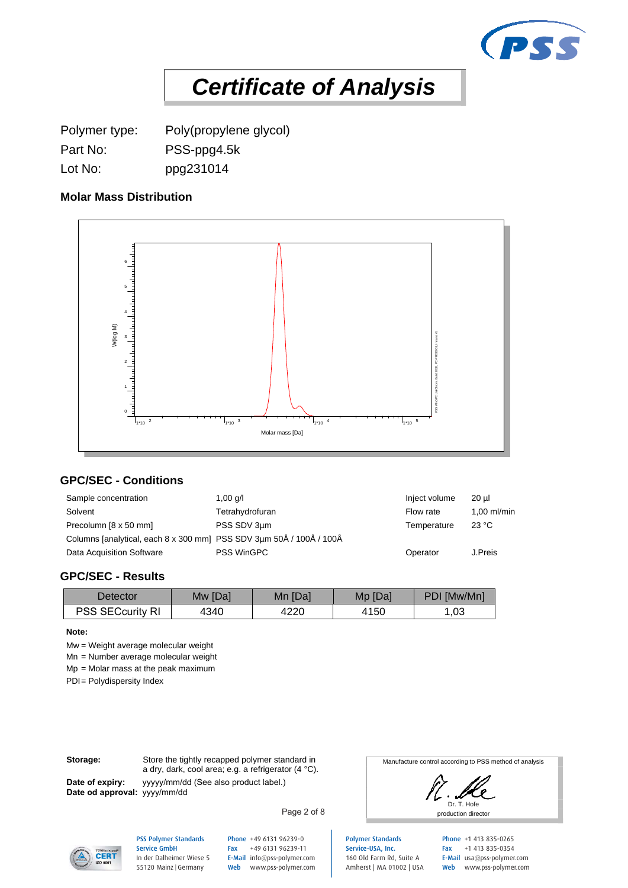# Certificate of Analysis

Polymer type: Poly(propylene glycol)
Part No: PSS-ppg4.5k
Lot No: ppg231014

### Molar Mass Distribution

## GPC/SEC - Conditions

| | | | |
|---|---|---|---|
| Sample concentration | 1,00 g/l | Inject volume | 20 µl |
| Solvent | Tetrahydrofuran | Flow rate | 1,00 ml/min |
| Precolumn [8 x 50 mm] | PSS SDV 3µm | Temperature | 23 °C |
| Columns [analytical, each 8 x 300 mm] | PSS SDV 3µm 50Å / 100Å / 100Å | | |
| Data Acquisition Software | PSS WinGPC | Operator | J.Preis |

## GPC/SEC - Results

| Detector | Mw [Da] | Mn [Da] | Mp [Da] | PDI [Mw/Mn] |
|---|---|---|---|---|
| PSS SECcurity RI | 4340 | 4220 | 4150 | 1,03 |

**Note:**

Mw = Weight average molecular weight
Mn = Number average molecular weight
Mp = Molar mass at the peak maximum
PDI = Polydispersity Index

**Storage:** Store the tightly recapped polymer standard in a dry, dark, cool area; e.g. a refrigerator (4 °C).

**Date of expiry:** yyyyy/mm/dd (See also product label.)
**Date od approval:** yyyy/mm/dd

Manufacture control according to PSS method of analysis

Dr. T. Hofe
production director

**PSS Polymer Standards Service GmbH**
In der Dalheimer Wiese 5
55120 Mainz | Germany
Phone +49 6131 96239-0
Fax +49 6131 96239-11
E-Mail info@pss-polymer.com
Web www.pss-polymer.com

**Polymer Standards Service-USA, Inc.**
160 Old Farm Rd, Suite A
Amherst | MA 01002 | USA
Phone +1 413 835-0265
Fax +1 413 835-0354
E-Mail usa@pss-polymer.com
Web www.pss-polymer.com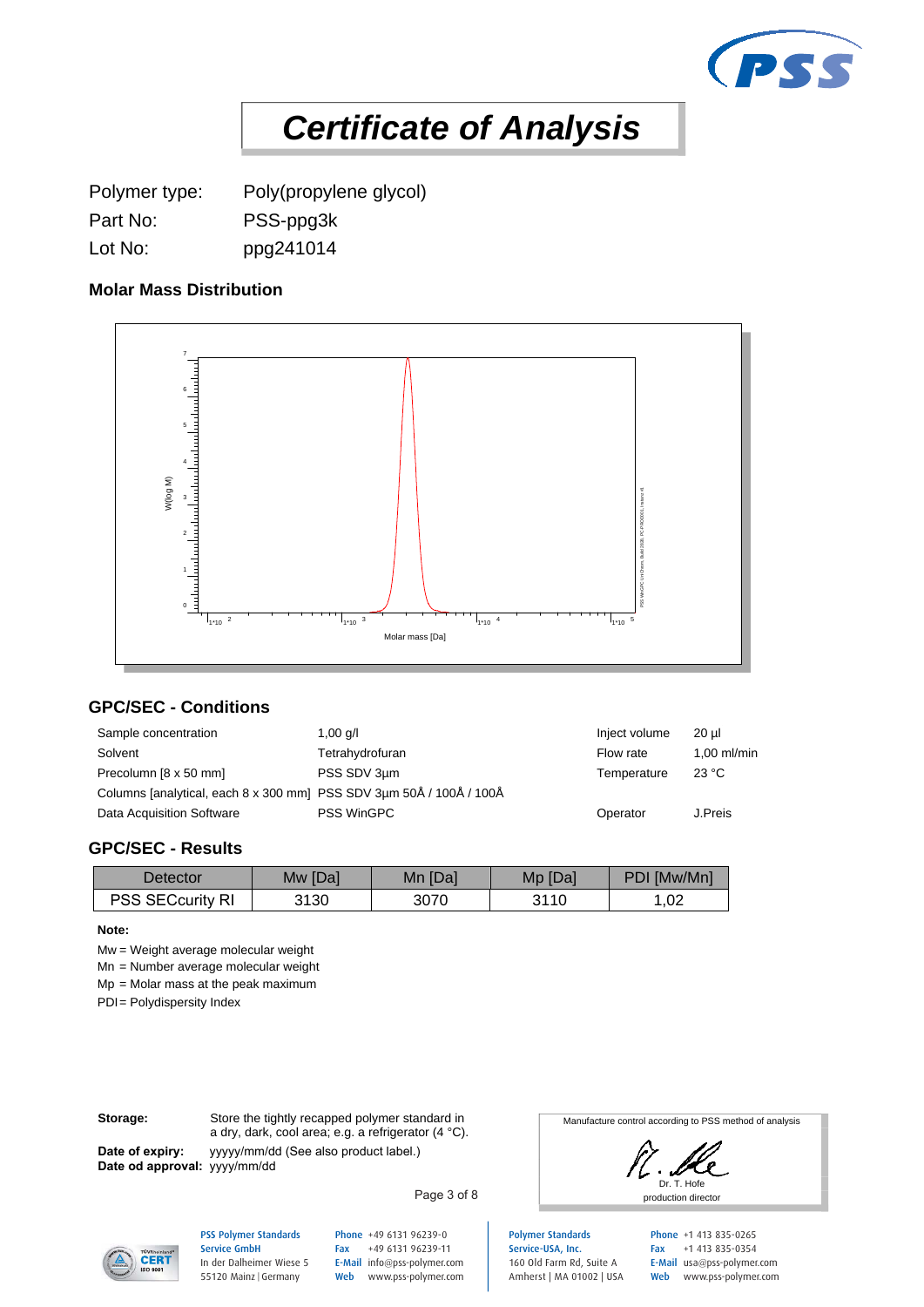# *Certificate of Analysis*

Polymer type: Poly(propylene glycol)

Part No: PSS-ppg3k

Lot No: ppg241014

### Molar Mass Distribution

## GPC/SEC - Conditions

| | | | |
|---|---|---|---|
| Sample concentration | 1,00 g/l | Inject volume | 20 µl |
| Solvent | Tetrahydrofuran | Flow rate | 1,00 ml/min |
| Precolumn [8 x 50 mm] | PSS SDV 3µm | Temperature | 23 °C |
| Columns [analytical, each 8 x 300 mm] | PSS SDV 3µm 50Å / 100Å / 100Å | | |
| Data Acquisition Software | PSS WinGPC | Operator | J.Preis |

## GPC/SEC - Results

| Detector | Mw [Da] | Mn [Da] | Mp [Da] | PDI [Mw/Mn] |
|---|---|---|---|---|
| PSS SECcurity RI | 3130 | 3070 | 3110 | 1,02 |

**Note:**

Mw = Weight average molecular weight
Mn = Number average molecular weight
Mp = Molar mass at the peak maximum
PDI = Polydispersity Index

**Storage:** Store the tightly recapped polymer standard in a dry, dark, cool area; e.g. a refrigerator (4 °C).

**Date of expiry:** yyyyy/mm/dd (See also product label.)
**Date od approval:** yyyy/mm/dd

Manufacture control according to PSS method of analysis

Dr. T. Hofe
production director

PSS Polymer Standards Service GmbH
In der Dalheimer Wiese 5
55120 Mainz | Germany
Phone +49 6131 96239-0
Fax +49 6131 96239-11
E-Mail info@pss-polymer.com
Web www.pss-polymer.com

Polymer Standards Service-USA, Inc.
160 Old Farm Rd, Suite A
Amherst | MA 01002 | USA
Phone +1 413 835-0265
Fax +1 413 835-0354
E-Mail usa@pss-polymer.com
Web www.pss-polymer.com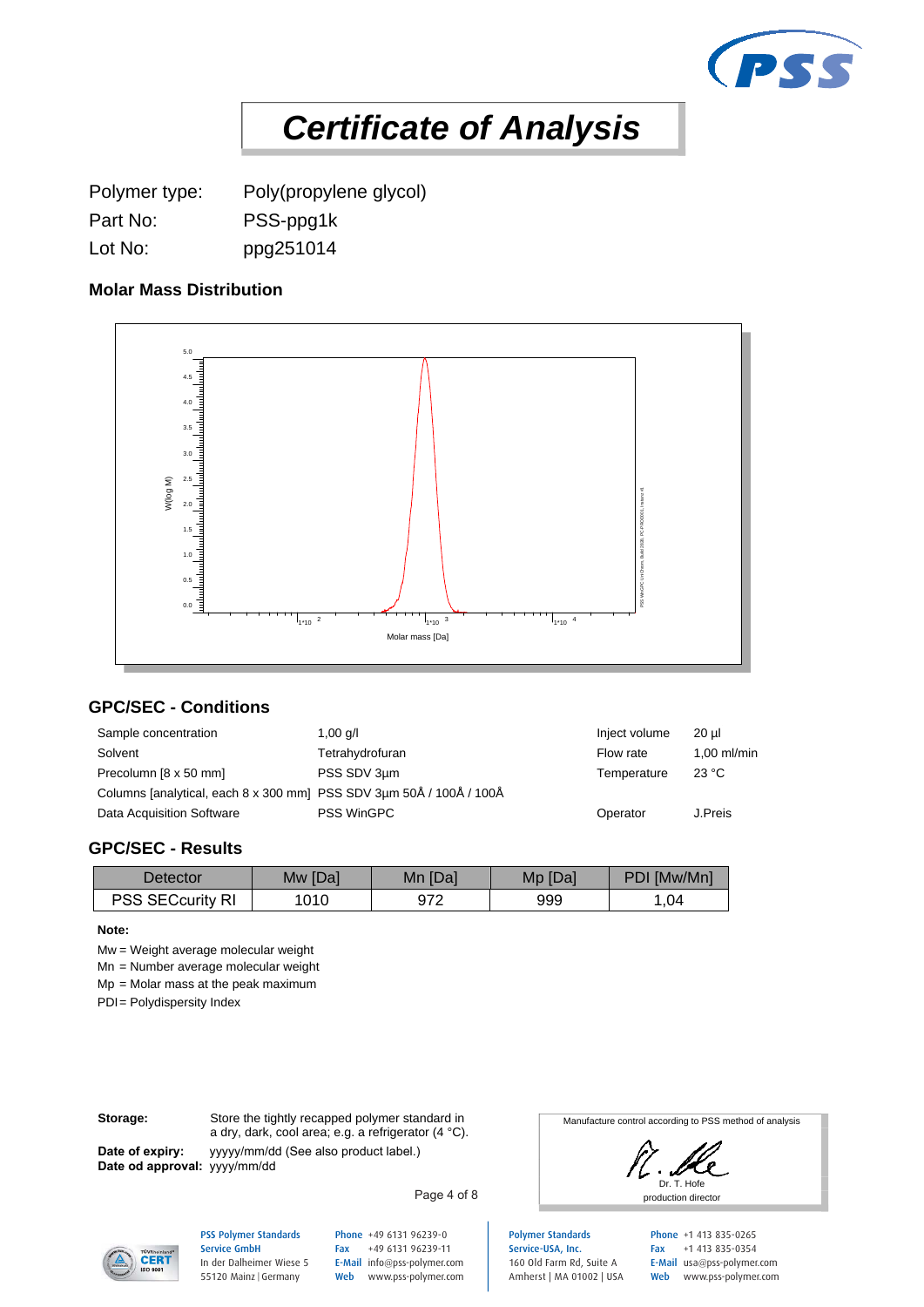# Certificate of Analysis

| | |
|---|---|
| Polymer type: | Poly(propylene glycol) |
| Part No: | PSS-ppg1k |
| Lot No: | ppg251014 |

### Molar Mass Distribution

## GPC/SEC - Conditions

| | | | |
|---|---|---|---|
| Sample concentration | 1,00 g/l | Inject volume | 20 µl |
| Solvent | Tetrahydrofuran | Flow rate | 1,00 ml/min |
| Precolumn [8 x 50 mm] | PSS SDV 3µm | Temperature | 23 °C |
| Columns [analytical, each 8 x 300 mm] | PSS SDV 3µm 50Å / 100Å / 100Å | | |
| Data Acquisition Software | PSS WinGPC | Operator | J.Preis |

## GPC/SEC - Results

| Detector | Mw [Da] | Mn [Da] | Mp [Da] | PDI [Mw/Mn] |
|---|---|---|---|---|
| PSS SECcurity RI | 1010 | 972 | 999 | 1,04 |

**Note:**

Mw = Weight average molecular weight
Mn = Number average molecular weight
Mp = Molar mass at the peak maximum
PDI = Polydispersity Index

**Storage:** Store the tightly recapped polymer standard in a dry, dark, cool area; e.g. a refrigerator (4 °C).

**Date of expiry:** yyyy/mm/dd (See also product label.)
**Date od approval:** yyyy/mm/dd

Manufacture control according to PSS method of analysis

Dr. T. Hofe
production director

**PSS Polymer Standards Service GmbH**
In der Dalheimer Wiese 5
55120 Mainz | Germany
Phone +49 6131 96239-0
Fax +49 6131 96239-11
E-Mail info@pss-polymer.com
Web www.pss-polymer.com

**Polymer Standards Service-USA, Inc.**
160 Old Farm Rd, Suite A
Amherst | MA 01002 | USA
Phone +1 413 835-0265
Fax +1 413 835-0354
E-Mail usa@pss-polymer.com
Web www.pss-polymer.com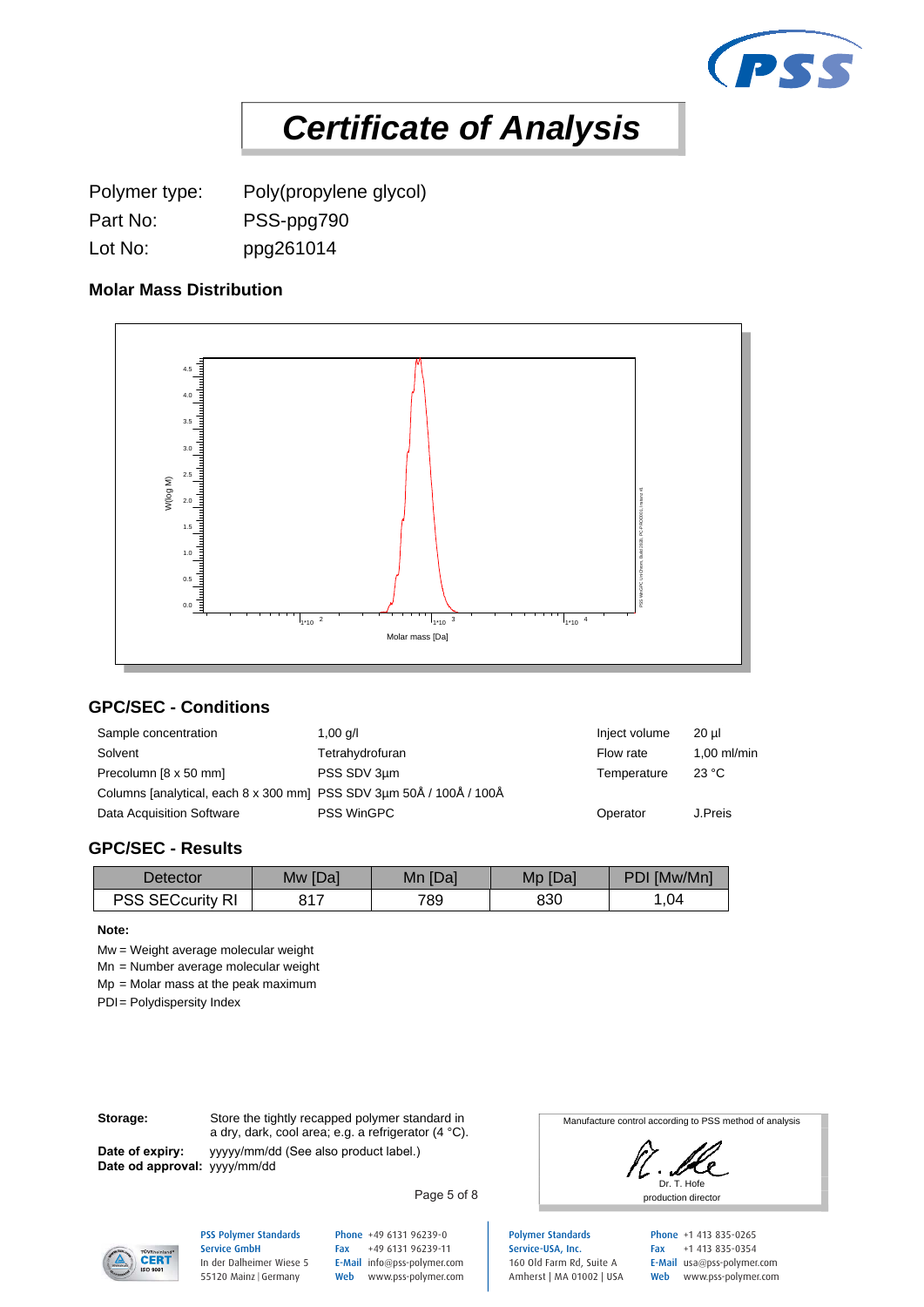# *Certificate of Analysis*

| | |
|---|---|
| Polymer type: | Poly(propylene glycol) |
| Part No: | PSS-ppg790 |
| Lot No: | ppg261014 |

### Molar Mass Distribution

## GPC/SEC - Conditions

| | | | |
|---|---|---|---|
| Sample concentration | 1,00 g/l | Inject volume | 20 µl |
| Solvent | Tetrahydrofuran | Flow rate | 1,00 ml/min |
| Precolumn [8 x 50 mm] | PSS SDV 3µm | Temperature | 23 °C |
| Columns [analytical, each 8 x 300 mm] | PSS SDV 3µm 50Å / 100Å / 100Å | | |
| Data Acquisition Software | PSS WinGPC | Operator | J.Preis |

## GPC/SEC - Results

| Detector | Mw [Da] | Mn [Da] | Mp [Da] | PDI [Mw/Mn] |
|---|---|---|---|---|
| PSS SECcurity RI | 817 | 789 | 830 | 1,04 |

**Note:**

Mw = Weight average molecular weight
Mn = Number average molecular weight
Mp = Molar mass at the peak maximum
PDI = Polydispersity Index

**Storage:** Store the tightly recapped polymer standard in a dry, dark, cool area; e.g. a refrigerator (4 °C).

**Date of expiry:** yyyyy/mm/dd (See also product label.)
**Date od approval:** yyyy/mm/dd

Manufacture control according to PSS method of analysis

Dr. T. Hofe
production director

PSS Polymer Standards Service GmbH
In der Dalheimer Wiese 5
55120 Mainz | Germany
Phone +49 6131 96239-0
Fax +49 6131 96239-11
E-Mail info@pss-polymer.com
Web www.pss-polymer.com

Polymer Standards Service-USA, Inc.
160 Old Farm Rd, Suite A
Amherst | MA 01002 | USA
Phone +1 413 835-0265
Fax +1 413 835-0354
E-Mail usa@pss-polymer.com
Web www.pss-polymer.com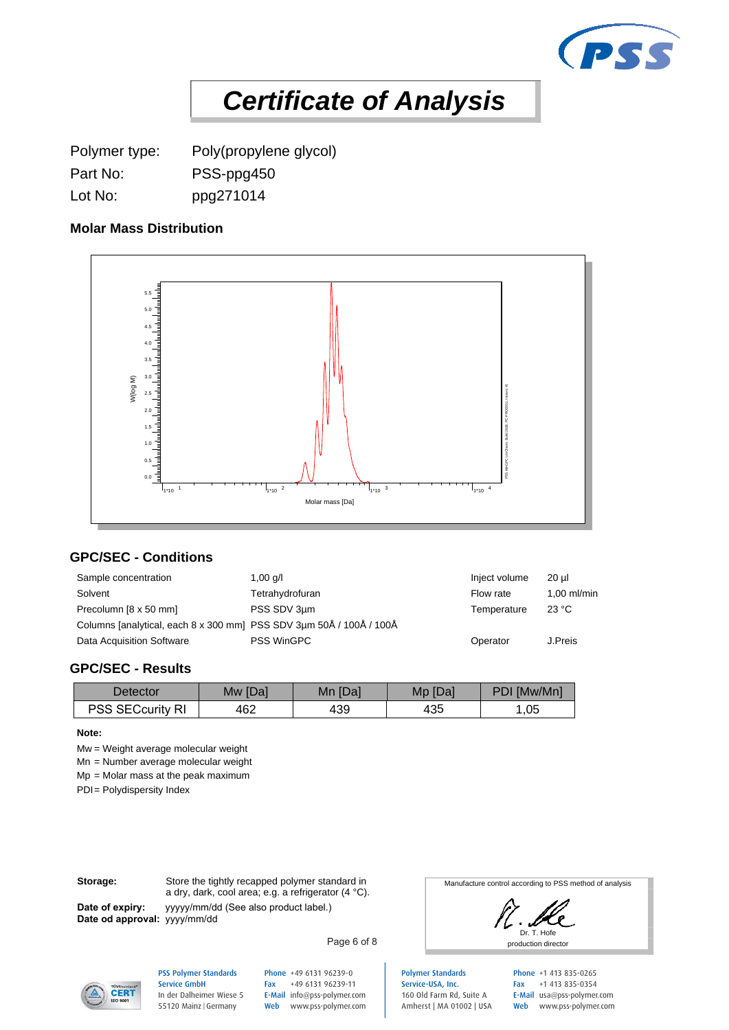# *Certificate of Analysis*

Polymer type: Poly(propylene glycol)
Part No: PSS-ppg450
Lot No: ppg271014

### Molar Mass Distribution

### GPC/SEC - Conditions

| | | | |
|---|---|---|---|
| Sample concentration | 1,00 g/l | Inject volume | 20 µl |
| Solvent | Tetrahydrofuran | Flow rate | 1,00 ml/min |
| Precolumn [8 x 50 mm] | PSS SDV 3µm | Temperature | 23 °C |
| Columns [analytical, each 8 x 300 mm] | PSS SDV 3µm 50Å / 100Å / 100Å | | |
| Data Acquisition Software | PSS WinGPC | Operator | J.Preis |

### GPC/SEC - Results

| Detector | Mw [Da] | Mn [Da] | Mp [Da] | PDI [Mw/Mn] |
|---|---|---|---|---|
| PSS SECcurity RI | 462 | 439 | 435 | 1,05 |

**Note:**

Mw = Weight average molecular weight
Mn = Number average molecular weight
Mp = Molar mass at the peak maximum
PDI = Polydispersity Index

**Storage:** Store the tightly recapped polymer standard in a dry, dark, cool area; e.g. a refrigerator (4 °C).

**Date of expiry:** yyyyy/mm/dd (See also product label.)
**Date od approval:** yyyy/mm/dd

Manufacture control according to PSS method of analysis

Dr. T. Hofe
production director

PSS Polymer Standards Service GmbH
In der Dalheimer Wiese 5
55120 Mainz | Germany
Phone +49 6131 96239-0
Fax +49 6131 96239-11
E-Mail info@pss-polymer.com
Web www.pss-polymer.com

Polymer Standards Service-USA, Inc.
160 Old Farm Rd, Suite A
Amherst | MA 01002 | USA
Phone +1 413 835-0265
Fax +1 413 835-0354
E-Mail usa@pss-polymer.com
Web www.pss-polymer.com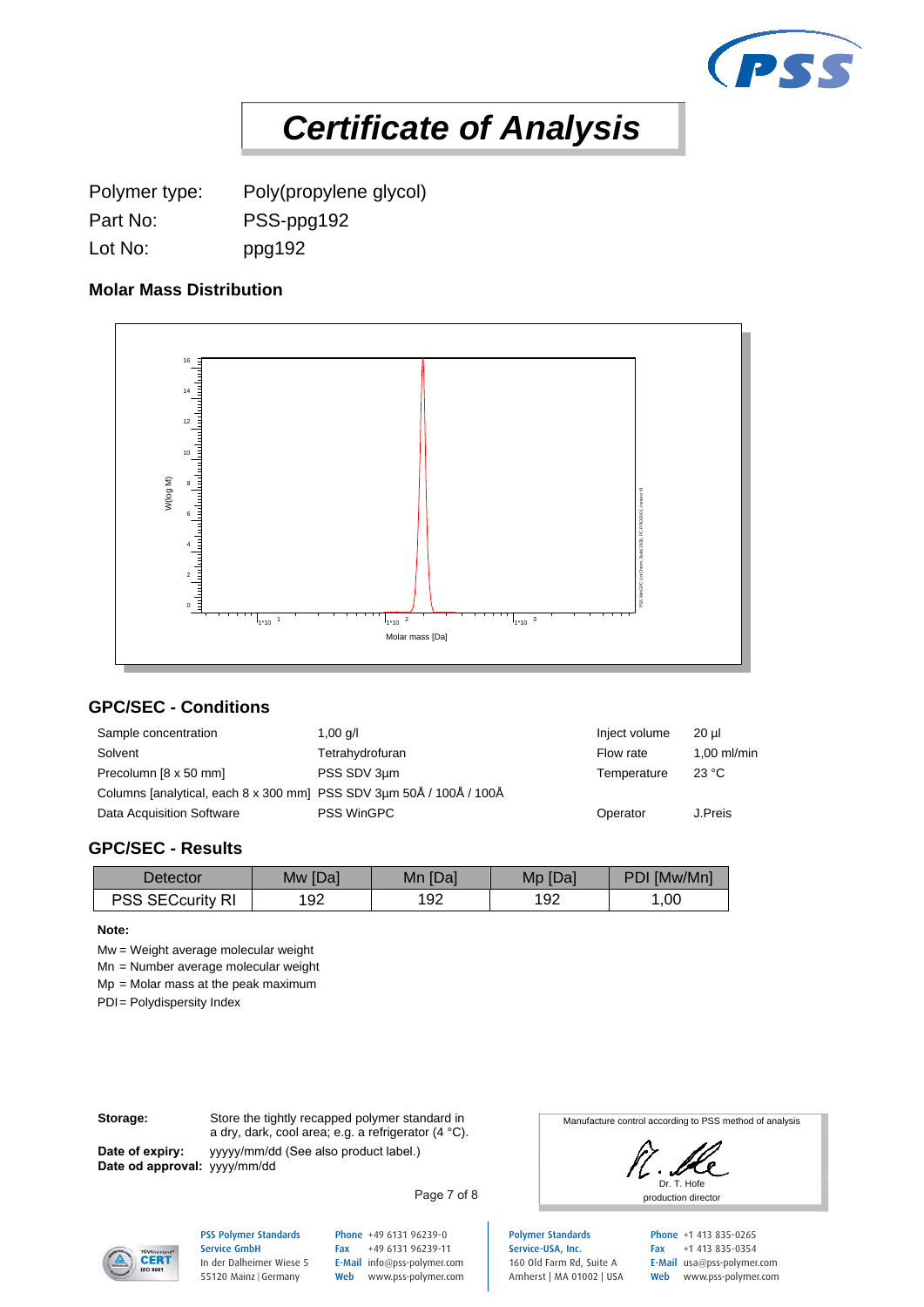# *Certificate of Analysis*

Polymer type: Poly(propylene glycol)
Part No: PSS-ppg192
Lot No: ppg192

### Molar Mass Distribution

## GPC/SEC - Conditions

| | | | |
|---|---|---|---|
| Sample concentration | 1,00 g/l | Inject volume | 20 µl |
| Solvent | Tetrahydrofuran | Flow rate | 1,00 ml/min |
| Precolumn [8 x 50 mm] | PSS SDV 3µm | Temperature | 23 °C |
| Columns [analytical, each 8 x 300 mm] | PSS SDV 3µm 50Å / 100Å / 100Å | | |
| Data Acquisition Software | PSS WinGPC | Operator | J.Preis |

## GPC/SEC - Results

| Detector | Mw [Da] | Mn [Da] | Mp [Da] | PDI [Mw/Mn] |
|---|---|---|---|---|
| PSS SECcurity RI | 192 | 192 | 192 | 1,00 |

**Note:**

Mw = Weight average molecular weight
Mn = Number average molecular weight
Mp = Molar mass at the peak maximum
PDI = Polydispersity Index

**Storage:** Store the tightly recapped polymer standard in a dry, dark, cool area; e.g. a refrigerator (4 °C).

**Date of expiry:** yyyyy/mm/dd (See also product label.)
**Date od approval:** yyyy/mm/dd

Manufacture control according to PSS method of analysis

Dr. T. Hofe
production director

PSS Polymer Standards Service GmbH
In der Dalheimer Wiese 5
55120 Mainz | Germany
Phone +49 6131 96239-0
Fax +49 6131 96239-11
E-Mail info@pss-polymer.com
Web www.pss-polymer.com

Polymer Standards Service-USA, Inc.
160 Old Farm Rd, Suite A
Amherst | MA 01002 | USA
Phone +1 413 835-0265
Fax +1 413 835-0354
E-Mail usa@pss-polymer.com
Web www.pss-polymer.com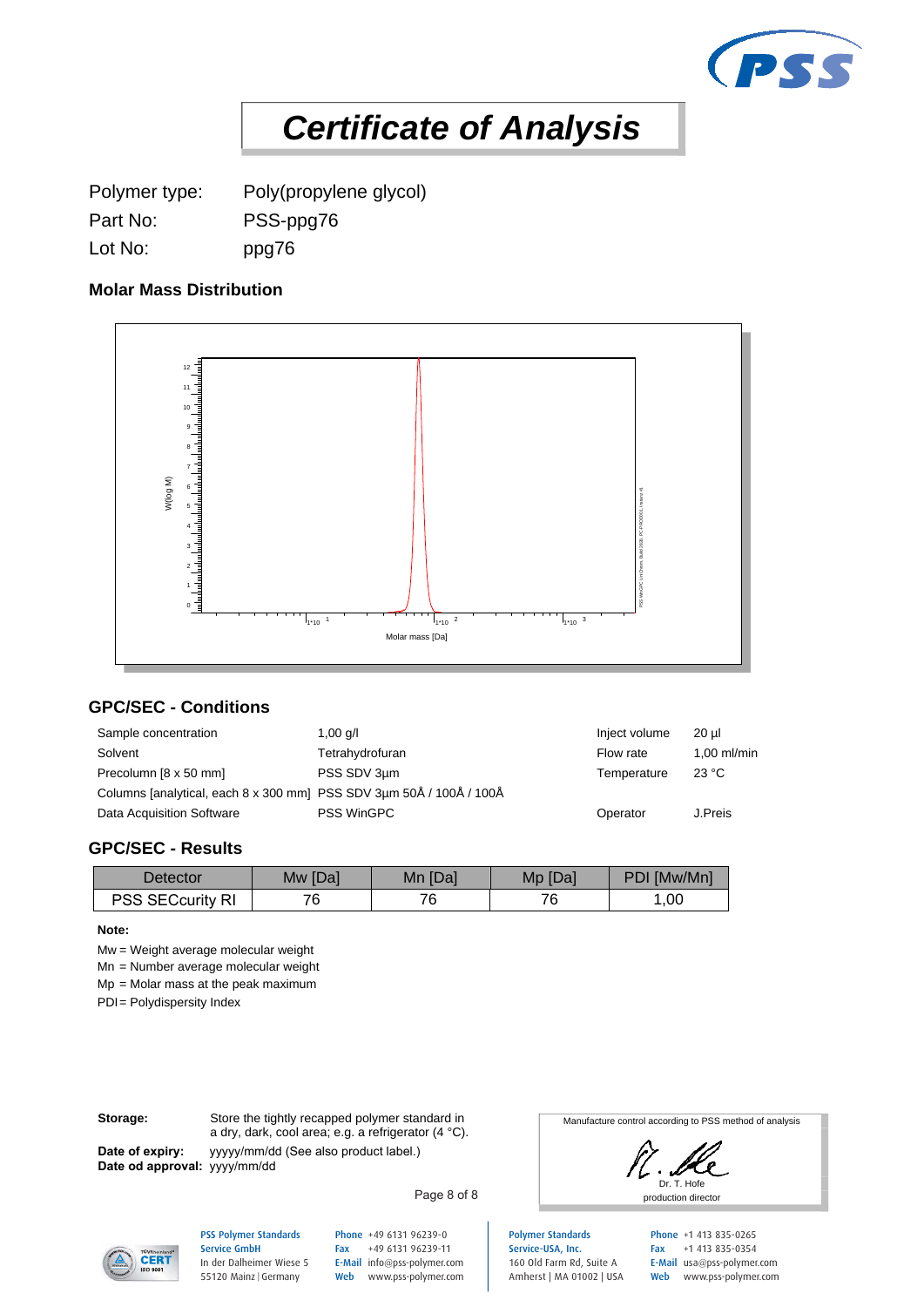# *Certificate of Analysis*

Polymer type: Poly(propylene glycol)
Part No: PSS-ppg76
Lot No: ppg76

### Molar Mass Distribution

W(log M)

12
11
10
9
8
7
6
5
4
3
2
1
0

1*10 1
1*10 2
1*10 3

Molar mass [Da]

PSS WinGPC UniChrom Build 2028, PC:PWO0001, Instance #1

## GPC/SEC - Conditions

| | | | |
|---|---|---|---|
| Sample concentration | 1,00 g/l | Inject volume | 20 µl |
| Solvent | Tetrahydrofuran | Flow rate | 1,00 ml/min |
| Precolumn [8 x 50 mm] | PSS SDV 3µm | Temperature | 23 °C |
| Columns [analytical, each 8 x 300 mm] | PSS SDV 3µm 50Å / 100Å / 100Å | | |
| Data Acquisition Software | PSS WinGPC | Operator | J.Preis |

## GPC/SEC - Results

| Detector | Mw [Da] | Mn [Da] | Mp [Da] | PDI [Mw/Mn] |
|---|---|---|---|---|
| PSS SECcurity RI | 76 | 76 | 76 | 1,00 |

**Note:**

Mw = Weight average molecular weight
Mn = Number average molecular weight
Mp = Molar mass at the peak maximum
PDI = Polydispersity Index

**Storage:** Store the tightly recapped polymer standard in a dry, dark, cool area; e.g. a refrigerator (4 °C).

**Date of expiry:** yyyyy/mm/dd (See also product label.)
**Date od approval:** yyyy/mm/dd

Manufacture control according to PSS method of analysis

Dr. T. Hofe
production director

PSS Polymer Standards Service GmbH
In der Dalheimer Wiese 5
55120 Mainz | Germany

Phone +49 6131 96239-0
Fax +49 6131 96239-11
E-Mail info@pss-polymer.com
Web www.pss-polymer.com

Polymer Standards Service-USA, Inc.
160 Old Farm Rd, Suite A
Amherst | MA 01002 | USA

Phone +1 413 835-0265
Fax +1 413 835-0354
E-Mail usa@pss-polymer.com
Web www.pss-polymer.com